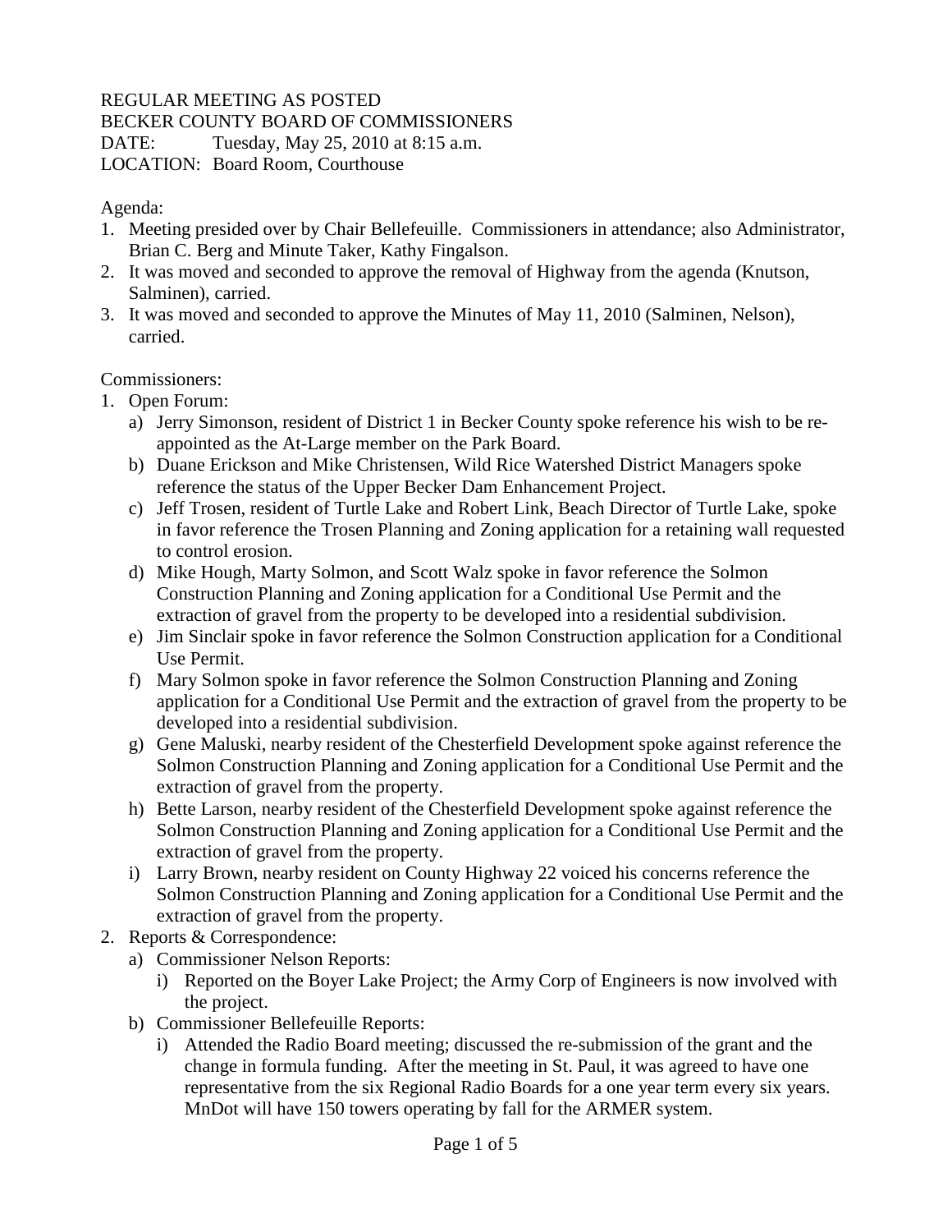REGULAR MEETING AS POSTED
BECKER COUNTY BOARD OF COMMISSIONERS
DATE: Tuesday, May 25, 2010 at 8:15 a.m.
LOCATION: Board Room, Courthouse

Agenda:

1. Meeting presided over by Chair Bellefeuille. Commissioners in attendance; also Administrator, Brian C. Berg and Minute Taker, Kathy Fingalson.
2. It was moved and seconded to approve the removal of Highway from the agenda (Knutson, Salminen), carried.
3. It was moved and seconded to approve the Minutes of May 11, 2010 (Salminen, Nelson), carried.

Commissioners:

1. Open Forum:
   a) Jerry Simonson, resident of District 1 in Becker County spoke reference his wish to be re-appointed as the At-Large member on the Park Board.
   b) Duane Erickson and Mike Christensen, Wild Rice Watershed District Managers spoke reference the status of the Upper Becker Dam Enhancement Project.
   c) Jeff Trosen, resident of Turtle Lake and Robert Link, Beach Director of Turtle Lake, spoke in favor reference the Trosen Planning and Zoning application for a retaining wall requested to control erosion.
   d) Mike Hough, Marty Solmon, and Scott Walz spoke in favor reference the Solmon Construction Planning and Zoning application for a Conditional Use Permit and the extraction of gravel from the property to be developed into a residential subdivision.
   e) Jim Sinclair spoke in favor reference the Solmon Construction application for a Conditional Use Permit.
   f) Mary Solmon spoke in favor reference the Solmon Construction Planning and Zoning application for a Conditional Use Permit and the extraction of gravel from the property to be developed into a residential subdivision.
   g) Gene Maluski, nearby resident of the Chesterfield Development spoke against reference the Solmon Construction Planning and Zoning application for a Conditional Use Permit and the extraction of gravel from the property.
   h) Bette Larson, nearby resident of the Chesterfield Development spoke against reference the Solmon Construction Planning and Zoning application for a Conditional Use Permit and the extraction of gravel from the property.
   i) Larry Brown, nearby resident on County Highway 22 voiced his concerns reference the Solmon Construction Planning and Zoning application for a Conditional Use Permit and the extraction of gravel from the property.
2. Reports & Correspondence:
   a) Commissioner Nelson Reports:
      i) Reported on the Boyer Lake Project; the Army Corp of Engineers is now involved with the project.
   b) Commissioner Bellefeuille Reports:
      i) Attended the Radio Board meeting; discussed the re-submission of the grant and the change in formula funding. After the meeting in St. Paul, it was agreed to have one representative from the six Regional Radio Boards for a one year term every six years. MnDot will have 150 towers operating by fall for the ARMER system.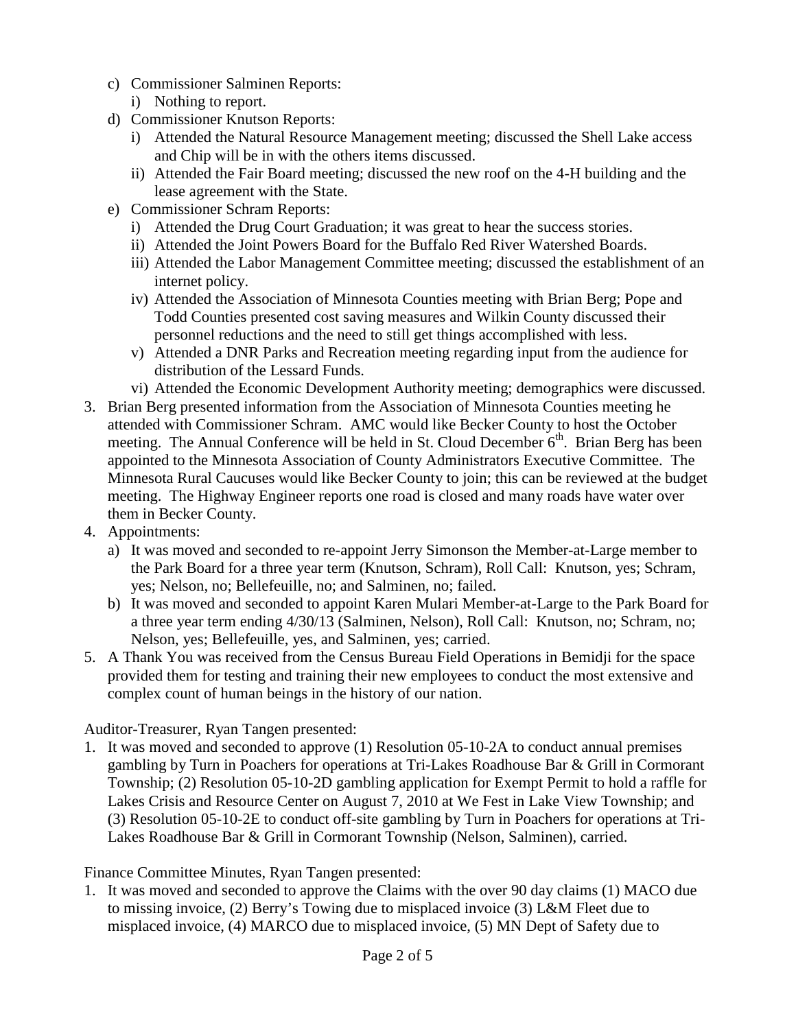c) Commissioner Salminen Reports:
   i) Nothing to report.
d) Commissioner Knutson Reports:
   i) Attended the Natural Resource Management meeting; discussed the Shell Lake access and Chip will be in with the others items discussed.
   ii) Attended the Fair Board meeting; discussed the new roof on the 4-H building and the lease agreement with the State.
e) Commissioner Schram Reports:
   i) Attended the Drug Court Graduation; it was great to hear the success stories.
   ii) Attended the Joint Powers Board for the Buffalo Red River Watershed Boards.
   iii) Attended the Labor Management Committee meeting; discussed the establishment of an internet policy.
   iv) Attended the Association of Minnesota Counties meeting with Brian Berg; Pope and Todd Counties presented cost saving measures and Wilkin County discussed their personnel reductions and the need to still get things accomplished with less.
   v) Attended a DNR Parks and Recreation meeting regarding input from the audience for distribution of the Lessard Funds.
   vi) Attended the Economic Development Authority meeting; demographics were discussed.

3. Brian Berg presented information from the Association of Minnesota Counties meeting he attended with Commissioner Schram. AMC would like Becker County to host the October meeting. The Annual Conference will be held in St. Cloud December 6th. Brian Berg has been appointed to the Minnesota Association of County Administrators Executive Committee. The Minnesota Rural Caucuses would like Becker County to join; this can be reviewed at the budget meeting. The Highway Engineer reports one road is closed and many roads have water over them in Becker County.
4. Appointments:
   a) It was moved and seconded to re-appoint Jerry Simonson the Member-at-Large member to the Park Board for a three year term (Knutson, Schram), Roll Call: Knutson, yes; Schram, yes; Nelson, no; Bellefeuille, no; and Salminen, no; failed.
   b) It was moved and seconded to appoint Karen Mulari Member-at-Large to the Park Board for a three year term ending 4/30/13 (Salminen, Nelson), Roll Call: Knutson, no; Schram, no; Nelson, yes; Bellefeuille, yes, and Salminen, yes; carried.
5. A Thank You was received from the Census Bureau Field Operations in Bemidji for the space provided them for testing and training their new employees to conduct the most extensive and complex count of human beings in the history of our nation.

Auditor-Treasurer, Ryan Tangen presented:

1. It was moved and seconded to approve (1) Resolution 05-10-2A to conduct annual premises gambling by Turn in Poachers for operations at Tri-Lakes Roadhouse Bar & Grill in Cormorant Township; (2) Resolution 05-10-2D gambling application for Exempt Permit to hold a raffle for Lakes Crisis and Resource Center on August 7, 2010 at We Fest in Lake View Township; and (3) Resolution 05-10-2E to conduct off-site gambling by Turn in Poachers for operations at Tri-Lakes Roadhouse Bar & Grill in Cormorant Township (Nelson, Salminen), carried.

Finance Committee Minutes, Ryan Tangen presented:

1. It was moved and seconded to approve the Claims with the over 90 day claims (1) MACO due to missing invoice, (2) Berry's Towing due to misplaced invoice (3) L&M Fleet due to misplaced invoice, (4) MARCO due to misplaced invoice, (5) MN Dept of Safety due to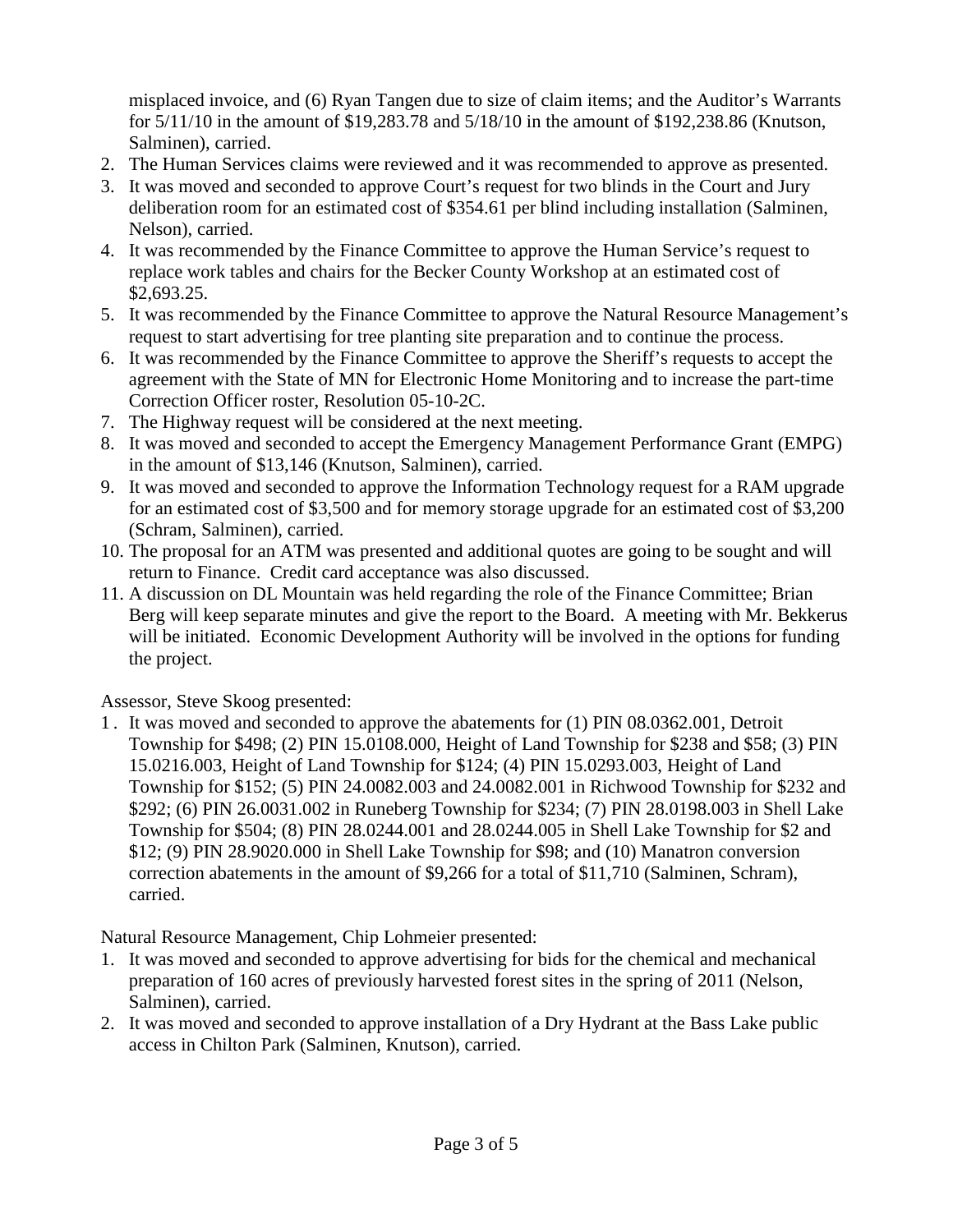misplaced invoice, and (6) Ryan Tangen due to size of claim items; and the Auditor's Warrants for 5/11/10 in the amount of $19,283.78 and 5/18/10 in the amount of $192,238.86 (Knutson, Salminen), carried.

2. The Human Services claims were reviewed and it was recommended to approve as presented.
3. It was moved and seconded to approve Court's request for two blinds in the Court and Jury deliberation room for an estimated cost of $354.61 per blind including installation (Salminen, Nelson), carried.
4. It was recommended by the Finance Committee to approve the Human Service's request to replace work tables and chairs for the Becker County Workshop at an estimated cost of $2,693.25.
5. It was recommended by the Finance Committee to approve the Natural Resource Management's request to start advertising for tree planting site preparation and to continue the process.
6. It was recommended by the Finance Committee to approve the Sheriff's requests to accept the agreement with the State of MN for Electronic Home Monitoring and to increase the part-time Correction Officer roster, Resolution 05-10-2C.
7. The Highway request will be considered at the next meeting.
8. It was moved and seconded to accept the Emergency Management Performance Grant (EMPG) in the amount of $13,146 (Knutson, Salminen), carried.
9. It was moved and seconded to approve the Information Technology request for a RAM upgrade for an estimated cost of $3,500 and for memory storage upgrade for an estimated cost of $3,200 (Schram, Salminen), carried.
10. The proposal for an ATM was presented and additional quotes are going to be sought and will return to Finance. Credit card acceptance was also discussed.
11. A discussion on DL Mountain was held regarding the role of the Finance Committee; Brian Berg will keep separate minutes and give the report to the Board. A meeting with Mr. Bekkerus will be initiated. Economic Development Authority will be involved in the options for funding the project.

Assessor, Steve Skoog presented:

1. It was moved and seconded to approve the abatements for (1) PIN 08.0362.001, Detroit Township for $498; (2) PIN 15.0108.000, Height of Land Township for $238 and $58; (3) PIN 15.0216.003, Height of Land Township for $124; (4) PIN 15.0293.003, Height of Land Township for $152; (5) PIN 24.0082.003 and 24.0082.001 in Richwood Township for $232 and $292; (6) PIN 26.0031.002 in Runeberg Township for $234; (7) PIN 28.0198.003 in Shell Lake Township for $504; (8) PIN 28.0244.001 and 28.0244.005 in Shell Lake Township for $2 and $12; (9) PIN 28.9020.000 in Shell Lake Township for $98; and (10) Manatron conversion correction abatements in the amount of $9,266 for a total of $11,710 (Salminen, Schram), carried.

Natural Resource Management, Chip Lohmeier presented:

1. It was moved and seconded to approve advertising for bids for the chemical and mechanical preparation of 160 acres of previously harvested forest sites in the spring of 2011 (Nelson, Salminen), carried.
2. It was moved and seconded to approve installation of a Dry Hydrant at the Bass Lake public access in Chilton Park (Salminen, Knutson), carried.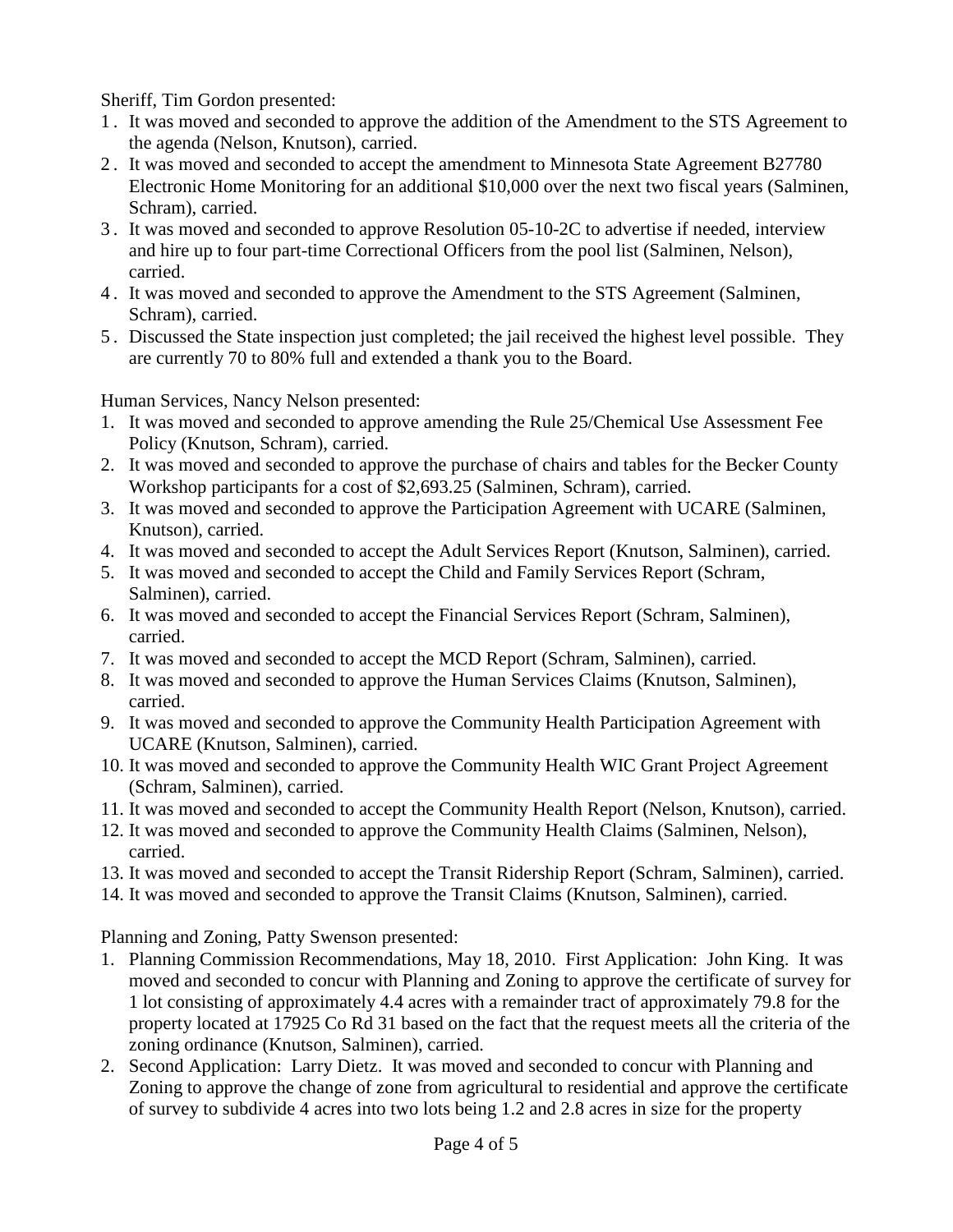Sheriff, Tim Gordon presented:

1. It was moved and seconded to approve the addition of the Amendment to the STS Agreement to the agenda (Nelson, Knutson), carried.
2. It was moved and seconded to accept the amendment to Minnesota State Agreement B27780 Electronic Home Monitoring for an additional $10,000 over the next two fiscal years (Salminen, Schram), carried.
3. It was moved and seconded to approve Resolution 05-10-2C to advertise if needed, interview and hire up to four part-time Correctional Officers from the pool list (Salminen, Nelson), carried.
4. It was moved and seconded to approve the Amendment to the STS Agreement (Salminen, Schram), carried.
5. Discussed the State inspection just completed; the jail received the highest level possible. They are currently 70 to 80% full and extended a thank you to the Board.

Human Services, Nancy Nelson presented:

1. It was moved and seconded to approve amending the Rule 25/Chemical Use Assessment Fee Policy (Knutson, Schram), carried.
2. It was moved and seconded to approve the purchase of chairs and tables for the Becker County Workshop participants for a cost of $2,693.25 (Salminen, Schram), carried.
3. It was moved and seconded to approve the Participation Agreement with UCARE (Salminen, Knutson), carried.
4. It was moved and seconded to accept the Adult Services Report (Knutson, Salminen), carried.
5. It was moved and seconded to accept the Child and Family Services Report (Schram, Salminen), carried.
6. It was moved and seconded to accept the Financial Services Report (Schram, Salminen), carried.
7. It was moved and seconded to accept the MCD Report (Schram, Salminen), carried.
8. It was moved and seconded to approve the Human Services Claims (Knutson, Salminen), carried.
9. It was moved and seconded to approve the Community Health Participation Agreement with UCARE (Knutson, Salminen), carried.
10. It was moved and seconded to approve the Community Health WIC Grant Project Agreement (Schram, Salminen), carried.
11. It was moved and seconded to accept the Community Health Report (Nelson, Knutson), carried.
12. It was moved and seconded to approve the Community Health Claims (Salminen, Nelson), carried.
13. It was moved and seconded to accept the Transit Ridership Report (Schram, Salminen), carried.
14. It was moved and seconded to approve the Transit Claims (Knutson, Salminen), carried.

Planning and Zoning, Patty Swenson presented:

1. Planning Commission Recommendations, May 18, 2010. First Application: John King. It was moved and seconded to concur with Planning and Zoning to approve the certificate of survey for 1 lot consisting of approximately 4.4 acres with a remainder tract of approximately 79.8 for the property located at 17925 Co Rd 31 based on the fact that the request meets all the criteria of the zoning ordinance (Knutson, Salminen), carried.
2. Second Application: Larry Dietz. It was moved and seconded to concur with Planning and Zoning to approve the change of zone from agricultural to residential and approve the certificate of survey to subdivide 4 acres into two lots being 1.2 and 2.8 acres in size for the property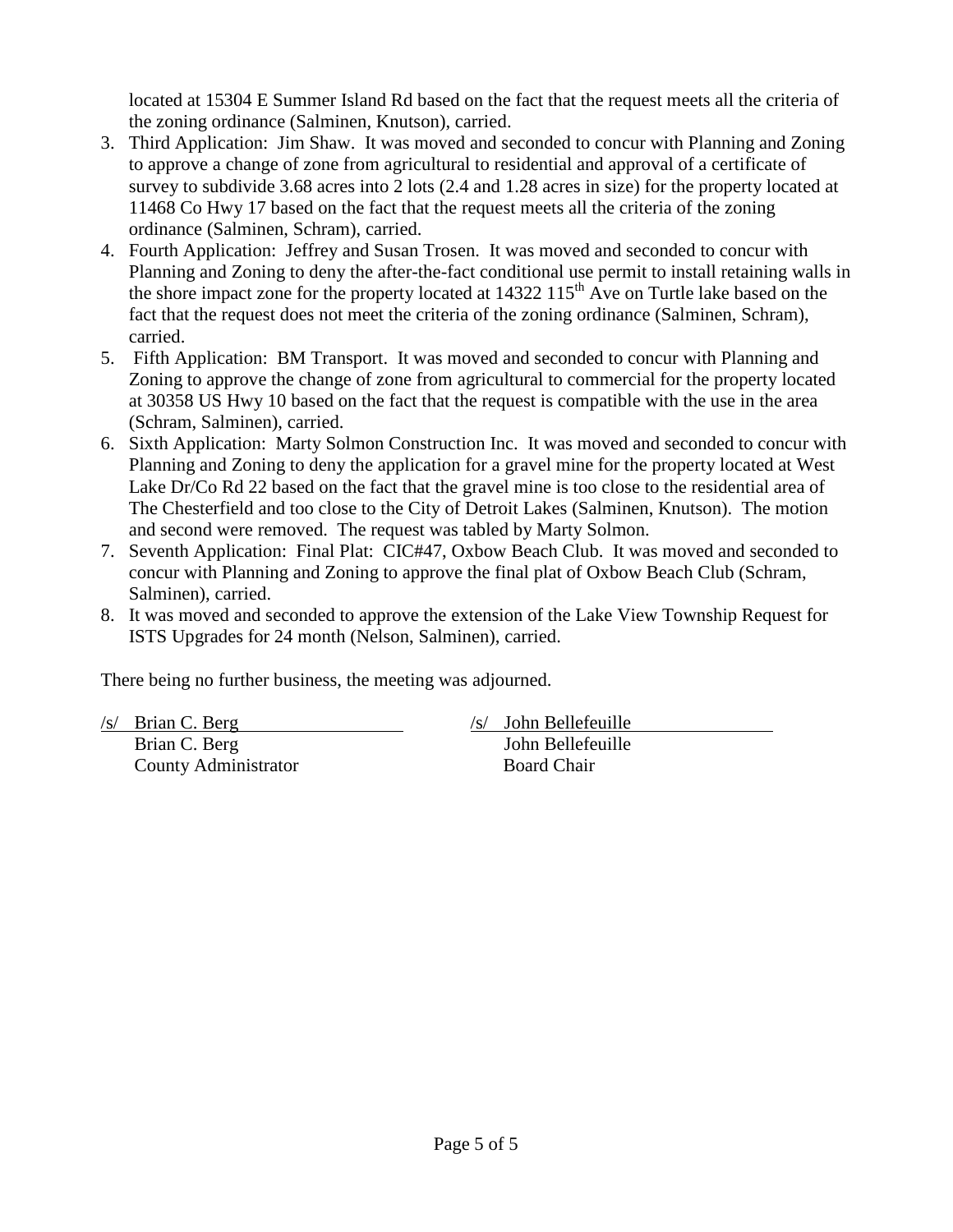located at 15304 E Summer Island Rd based on the fact that the request meets all the criteria of the zoning ordinance (Salminen, Knutson), carried.

3. Third Application: Jim Shaw. It was moved and seconded to concur with Planning and Zoning to approve a change of zone from agricultural to residential and approval of a certificate of survey to subdivide 3.68 acres into 2 lots (2.4 and 1.28 acres in size) for the property located at 11468 Co Hwy 17 based on the fact that the request meets all the criteria of the zoning ordinance (Salminen, Schram), carried.
4. Fourth Application: Jeffrey and Susan Trosen. It was moved and seconded to concur with Planning and Zoning to deny the after-the-fact conditional use permit to install retaining walls in the shore impact zone for the property located at 14322 115th Ave on Turtle lake based on the fact that the request does not meet the criteria of the zoning ordinance (Salminen, Schram), carried.
5. Fifth Application: BM Transport. It was moved and seconded to concur with Planning and Zoning to approve the change of zone from agricultural to commercial for the property located at 30358 US Hwy 10 based on the fact that the request is compatible with the use in the area (Schram, Salminen), carried.
6. Sixth Application: Marty Solmon Construction Inc. It was moved and seconded to concur with Planning and Zoning to deny the application for a gravel mine for the property located at West Lake Dr/Co Rd 22 based on the fact that the gravel mine is too close to the residential area of The Chesterfield and too close to the City of Detroit Lakes (Salminen, Knutson). The motion and second were removed. The request was tabled by Marty Solmon.
7. Seventh Application: Final Plat: CIC#47, Oxbow Beach Club. It was moved and seconded to concur with Planning and Zoning to approve the final plat of Oxbow Beach Club (Schram, Salminen), carried.
8. It was moved and seconded to approve the extension of the Lake View Township Request for ISTS Upgrades for 24 month (Nelson, Salminen), carried.

There being no further business, the meeting was adjourned.

/s/ Brian C. Berg
Brian C. Berg
County Administrator

/s/ John Bellefeuille
John Bellefeuille
Board Chair